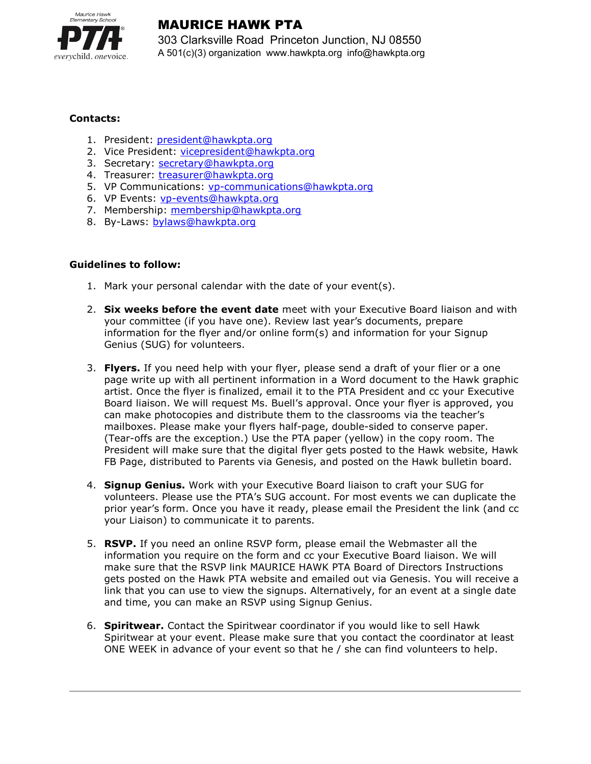# MAURICE HAWK PTA

303 Clarksville Road Princeton Junction, NJ 08550
A 501(c)(3) organization www.hawkpta.org info@hawkpta.org

**Contacts:**

1. President: president@hawkpta.org
2. Vice President: vicepresident@hawkpta.org
3. Secretary: secretary@hawkpta.org
4. Treasurer: treasurer@hawkpta.org
5. VP Communications: vp-communications@hawkpta.org
6. VP Events: vp-events@hawkpta.org
7. Membership: membership@hawkpta.org
8. By-Laws: bylaws@hawkpta.org

**Guidelines to follow:**

1. Mark your personal calendar with the date of your event(s).

2. **Six weeks before the event date** meet with your Executive Board liaison and with your committee (if you have one). Review last year's documents, prepare information for the flyer and/or online form(s) and information for your Signup Genius (SUG) for volunteers.

3. **Flyers.** If you need help with your flyer, please send a draft of your flier or a one page write up with all pertinent information in a Word document to the Hawk graphic artist. Once the flyer is finalized, email it to the PTA President and cc your Executive Board liaison. We will request Ms. Buell's approval. Once your flyer is approved, you can make photocopies and distribute them to the classrooms via the teacher's mailboxes. Please make your flyers half-page, double-sided to conserve paper. (Tear-offs are the exception.) Use the PTA paper (yellow) in the copy room. The President will make sure that the digital flyer gets posted to the Hawk website, Hawk FB Page, distributed to Parents via Genesis, and posted on the Hawk bulletin board.

4. **Signup Genius.** Work with your Executive Board liaison to craft your SUG for volunteers. Please use the PTA's SUG account. For most events we can duplicate the prior year's form. Once you have it ready, please email the President the link (and cc your Liaison) to communicate it to parents.

5. **RSVP.** If you need an online RSVP form, please email the Webmaster all the information you require on the form and cc your Executive Board liaison. We will make sure that the RSVP link MAURICE HAWK PTA Board of Directors Instructions gets posted on the Hawk PTA website and emailed out via Genesis. You will receive a link that you can use to view the signups. Alternatively, for an event at a single date and time, you can make an RSVP using Signup Genius.

6. **Spiritwear.** Contact the Spiritwear coordinator if you would like to sell Hawk Spiritwear at your event. Please make sure that you contact the coordinator at least ONE WEEK in advance of your event so that he / she can find volunteers to help.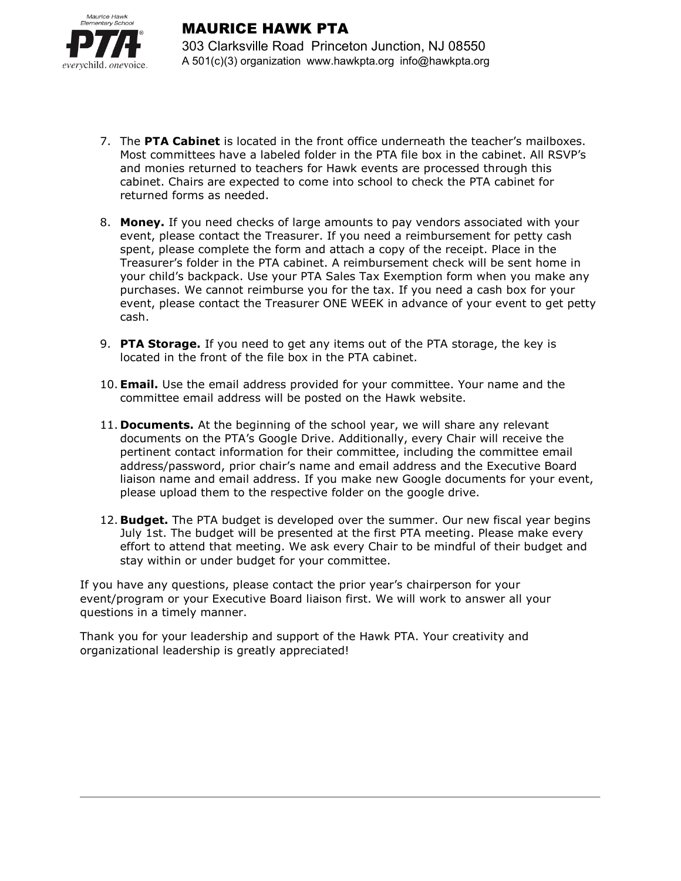7. The **PTA Cabinet** is located in the front office underneath the teacher's mailboxes. Most committees have a labeled folder in the PTA file box in the cabinet. All RSVP's and monies returned to teachers for Hawk events are processed through this cabinet. Chairs are expected to come into school to check the PTA cabinet for returned forms as needed.

8. **Money.** If you need checks of large amounts to pay vendors associated with your event, please contact the Treasurer. If you need a reimbursement for petty cash spent, please complete the form and attach a copy of the receipt. Place in the Treasurer's folder in the PTA cabinet. A reimbursement check will be sent home in your child's backpack. Use your PTA Sales Tax Exemption form when you make any purchases. We cannot reimburse you for the tax. If you need a cash box for your event, please contact the Treasurer ONE WEEK in advance of your event to get petty cash.

9. **PTA Storage.** If you need to get any items out of the PTA storage, the key is located in the front of the file box in the PTA cabinet.

10. **Email.** Use the email address provided for your committee. Your name and the committee email address will be posted on the Hawk website.

11. **Documents.** At the beginning of the school year, we will share any relevant documents on the PTA's Google Drive. Additionally, every Chair will receive the pertinent contact information for their committee, including the committee email address/password, prior chair's name and email address and the Executive Board liaison name and email address. If you make new Google documents for your event, please upload them to the respective folder on the google drive.

12. **Budget.** The PTA budget is developed over the summer. Our new fiscal year begins July 1st. The budget will be presented at the first PTA meeting. Please make every effort to attend that meeting. We ask every Chair to be mindful of their budget and stay within or under budget for your committee.

If you have any questions, please contact the prior year's chairperson for your event/program or your Executive Board liaison first. We will work to answer all your questions in a timely manner.

Thank you for your leadership and support of the Hawk PTA. Your creativity and organizational leadership is greatly appreciated!